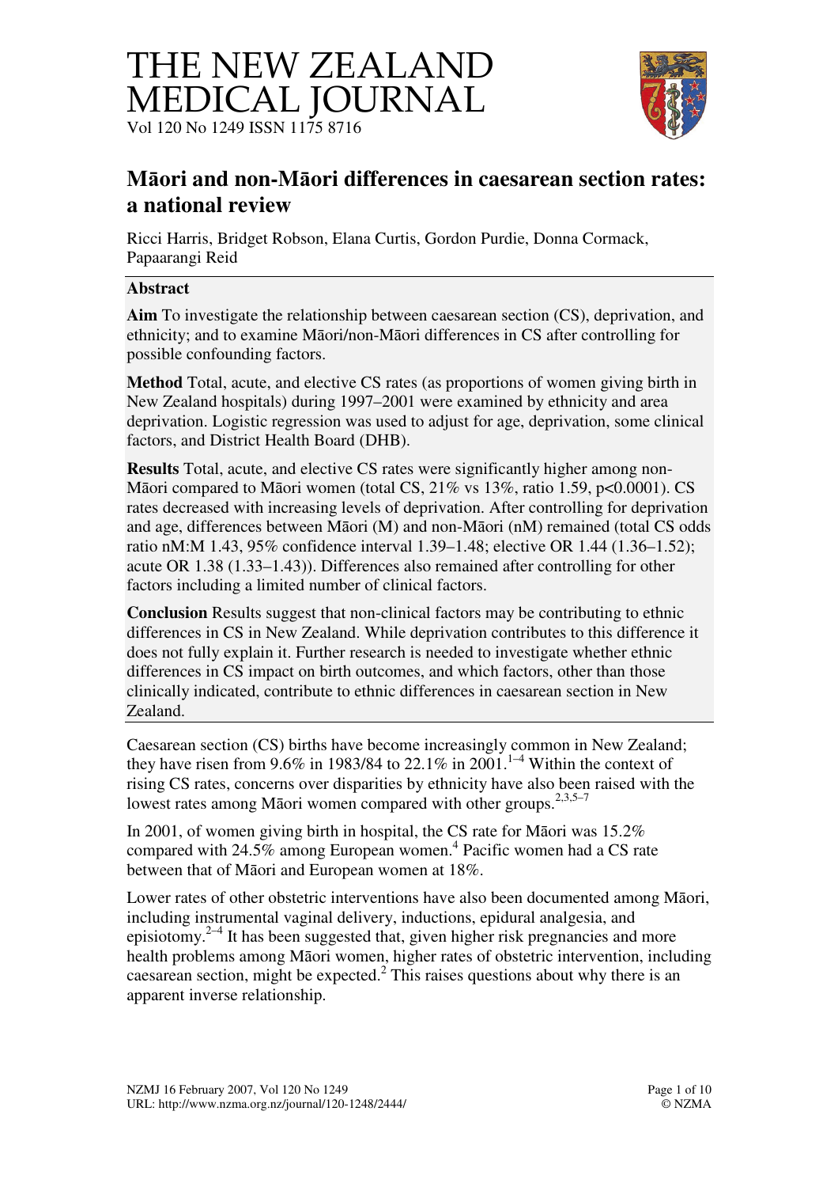# THE NEW ZEALAND MEDICAL JOURNAL

Vol 120 No 1249 ISSN 1175 8716

## Māori and non-Māori differences in caesarean section rates: a national review

Ricci Harris, Bridget Robson, Elana Curtis, Gordon Purdie, Donna Cormack, Papaarangi Reid

### Abstract

**Aim** To investigate the relationship between caesarean section (CS), deprivation, and ethnicity; and to examine Māori/non-Māori differences in CS after controlling for possible confounding factors.

**Method** Total, acute, and elective CS rates (as proportions of women giving birth in New Zealand hospitals) during 1997–2001 were examined by ethnicity and area deprivation. Logistic regression was used to adjust for age, deprivation, some clinical factors, and District Health Board (DHB).

**Results** Total, acute, and elective CS rates were significantly higher among non-Māori compared to Māori women (total CS, 21% vs 13%, ratio 1.59, $p<0.0001$). CS rates decreased with increasing levels of deprivation. After controlling for deprivation and age, differences between Māori (M) and non-Māori (nM) remained (total CS odds ratio nM:M 1.43, 95% confidence interval 1.39–1.48; elective OR 1.44 (1.36–1.52); acute OR 1.38 (1.33–1.43)). Differences also remained after controlling for other factors including a limited number of clinical factors.

**Conclusion** Results suggest that non-clinical factors may be contributing to ethnic differences in CS in New Zealand. While deprivation contributes to this difference it does not fully explain it. Further research is needed to investigate whether ethnic differences in CS impact on birth outcomes, and which factors, other than those clinically indicated, contribute to ethnic differences in caesarean section in New Zealand.

---

Caesarean section (CS) births have become increasingly common in New Zealand; they have risen from 9.6% in 1983/84 to 22.1% in 2001.[1–4] Within the context of rising CS rates, concerns over disparities by ethnicity have also been raised with the lowest rates among Māori women compared with other groups.[2,3,5–7]

In 2001, of women giving birth in hospital, the CS rate for Māori was 15.2% compared with 24.5% among European women.[4] Pacific women had a CS rate between that of Māori and European women at 18%.

Lower rates of other obstetric interventions have also been documented among Māori, including instrumental vaginal delivery, inductions, epidural analgesia, and episiotomy.[2–4] It has been suggested that, given higher risk pregnancies and more health problems among Māori women, higher rates of obstetric intervention, including caesarean section, might be expected.[2] This raises questions about why there is an apparent inverse relationship.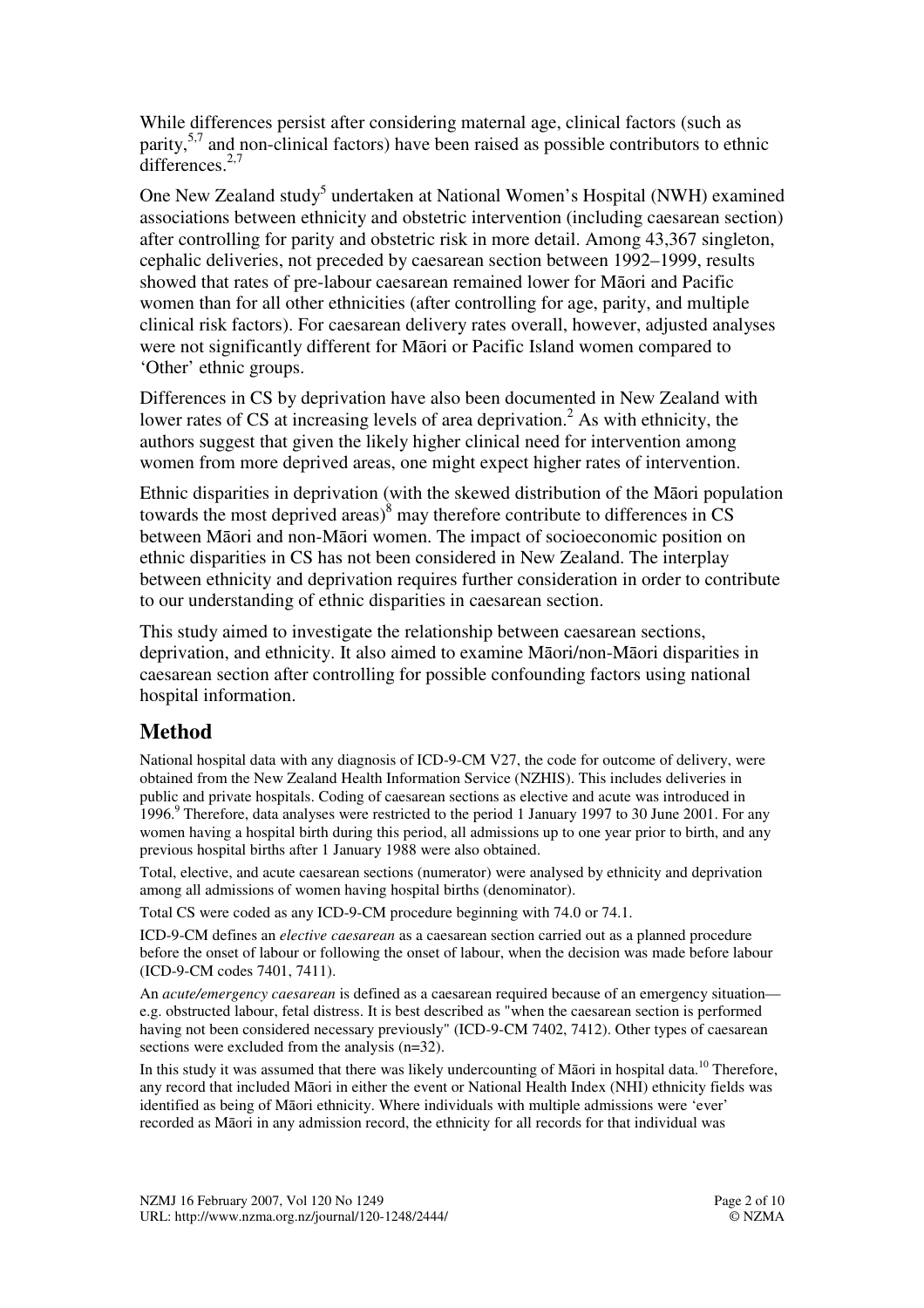While differences persist after considering maternal age, clinical factors (such as parity,[5,7] and non-clinical factors) have been raised as possible contributors to ethnic differences.[2,7]

One New Zealand study[5] undertaken at National Women's Hospital (NWH) examined associations between ethnicity and obstetric intervention (including caesarean section) after controlling for parity and obstetric risk in more detail. Among 43,367 singleton, cephalic deliveries, not preceded by caesarean section between 1992–1999, results showed that rates of pre-labour caesarean remained lower for Māori and Pacific women than for all other ethnicities (after controlling for age, parity, and multiple clinical risk factors). For caesarean delivery rates overall, however, adjusted analyses were not significantly different for Māori or Pacific Island women compared to 'Other' ethnic groups.

Differences in CS by deprivation have also been documented in New Zealand with lower rates of CS at increasing levels of area deprivation.[2] As with ethnicity, the authors suggest that given the likely higher clinical need for intervention among women from more deprived areas, one might expect higher rates of intervention.

Ethnic disparities in deprivation (with the skewed distribution of the Māori population towards the most deprived areas)[8] may therefore contribute to differences in CS between Māori and non-Māori women. The impact of socioeconomic position on ethnic disparities in CS has not been considered in New Zealand. The interplay between ethnicity and deprivation requires further consideration in order to contribute to our understanding of ethnic disparities in caesarean section.

This study aimed to investigate the relationship between caesarean sections, deprivation, and ethnicity. It also aimed to examine Māori/non-Māori disparities in caesarean section after controlling for possible confounding factors using national hospital information.

## Method

National hospital data with any diagnosis of ICD-9-CM V27, the code for outcome of delivery, were obtained from the New Zealand Health Information Service (NZHIS). This includes deliveries in public and private hospitals. Coding of caesarean sections as elective and acute was introduced in 1996.[9] Therefore, data analyses were restricted to the period 1 January 1997 to 30 June 2001. For any women having a hospital birth during this period, all admissions up to one year prior to birth, and any previous hospital births after 1 January 1988 were also obtained.

Total, elective, and acute caesarean sections (numerator) were analysed by ethnicity and deprivation among all admissions of women having hospital births (denominator).

Total CS were coded as any ICD-9-CM procedure beginning with 74.0 or 74.1.

ICD-9-CM defines an *elective caesarean* as a caesarean section carried out as a planned procedure before the onset of labour or following the onset of labour, when the decision was made before labour (ICD-9-CM codes 7401, 7411).

An *acute/emergency caesarean* is defined as a caesarean required because of an emergency situation—e.g. obstructed labour, fetal distress. It is best described as "when the caesarean section is performed having not been considered necessary previously" (ICD-9-CM 7402, 7412). Other types of caesarean sections were excluded from the analysis (n=32).

In this study it was assumed that there was likely undercounting of Māori in hospital data.[10] Therefore, any record that included Māori in either the event or National Health Index (NHI) ethnicity fields was identified as being of Māori ethnicity. Where individuals with multiple admissions were 'ever' recorded as Māori in any admission record, the ethnicity for all records for that individual was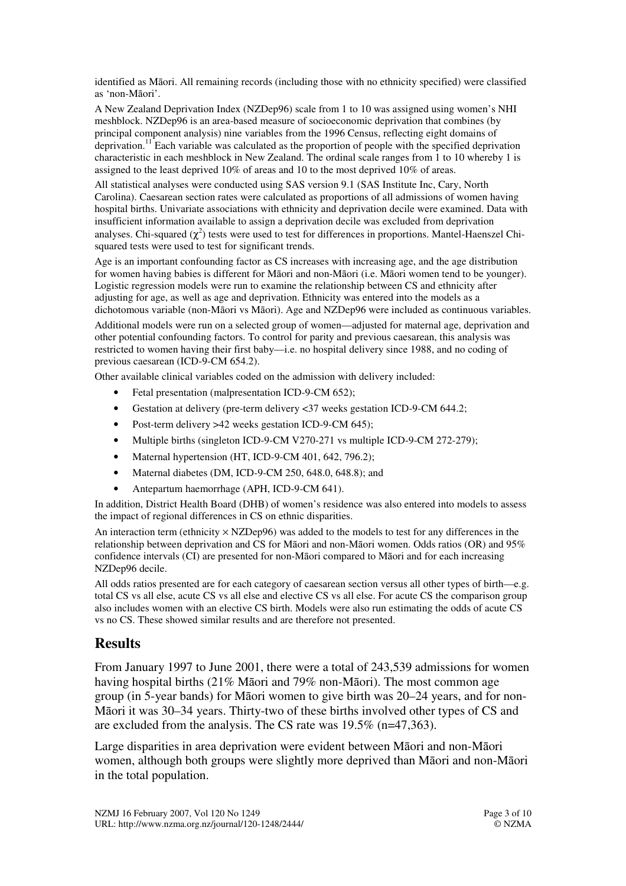identified as Māori. All remaining records (including those with no ethnicity specified) were classified as 'non-Māori'.

A New Zealand Deprivation Index (NZDep96) scale from 1 to 10 was assigned using women's NHI meshblock. NZDep96 is an area-based measure of socioeconomic deprivation that combines (by principal component analysis) nine variables from the 1996 Census, reflecting eight domains of deprivation.[11] Each variable was calculated as the proportion of people with the specified deprivation characteristic in each meshblock in New Zealand. The ordinal scale ranges from 1 to 10 whereby 1 is assigned to the least deprived 10% of areas and 10 to the most deprived 10% of areas.

All statistical analyses were conducted using SAS version 9.1 (SAS Institute Inc, Cary, North Carolina). Caesarean section rates were calculated as proportions of all admissions of women having hospital births. Univariate associations with ethnicity and deprivation decile were examined. Data with insufficient information available to assign a deprivation decile was excluded from deprivation analyses. Chi-squared ($\chi^2$) tests were used to test for differences in proportions. Mantel-Haenszel Chi-squared tests were used to test for significant trends.

Age is an important confounding factor as CS increases with increasing age, and the age distribution for women having babies is different for Māori and non-Māori (i.e. Māori women tend to be younger). Logistic regression models were run to examine the relationship between CS and ethnicity after adjusting for age, as well as age and deprivation. Ethnicity was entered into the models as a dichotomous variable (non-Māori vs Māori). Age and NZDep96 were included as continuous variables.

Additional models were run on a selected group of women—adjusted for maternal age, deprivation and other potential confounding factors. To control for parity and previous caesarean, this analysis was restricted to women having their first baby—i.e. no hospital delivery since 1988, and no coding of previous caesarean (ICD-9-CM 654.2).

Other available clinical variables coded on the admission with delivery included:

- Fetal presentation (malpresentation ICD-9-CM 652);
- Gestation at delivery (pre-term delivery <37 weeks gestation ICD-9-CM 644.2;
- Post-term delivery >42 weeks gestation ICD-9-CM 645);
- Multiple births (singleton ICD-9-CM V270-271 vs multiple ICD-9-CM 272-279);
- Maternal hypertension (HT, ICD-9-CM 401, 642, 796.2);
- Maternal diabetes (DM, ICD-9-CM 250, 648.0, 648.8); and
- Antepartum haemorrhage (APH, ICD-9-CM 641).

In addition, District Health Board (DHB) of women's residence was also entered into models to assess the impact of regional differences in CS on ethnic disparities.

An interaction term (ethnicity × NZDep96) was added to the models to test for any differences in the relationship between deprivation and CS for Māori and non-Māori women. Odds ratios (OR) and 95% confidence intervals (CI) are presented for non-Māori compared to Māori and for each increasing NZDep96 decile.

All odds ratios presented are for each category of caesarean section versus all other types of birth—e.g. total CS vs all else, acute CS vs all else and elective CS vs all else. For acute CS the comparison group also includes women with an elective CS birth. Models were also run estimating the odds of acute CS vs no CS. These showed similar results and are therefore not presented.

## Results

From January 1997 to June 2001, there were a total of 243,539 admissions for women having hospital births (21% Māori and 79% non-Māori). The most common age group (in 5-year bands) for Māori women to give birth was 20–24 years, and for non-Māori it was 30–34 years. Thirty-two of these births involved other types of CS and are excluded from the analysis. The CS rate was 19.5% (n=47,363).

Large disparities in area deprivation were evident between Māori and non-Māori women, although both groups were slightly more deprived than Māori and non-Māori in the total population.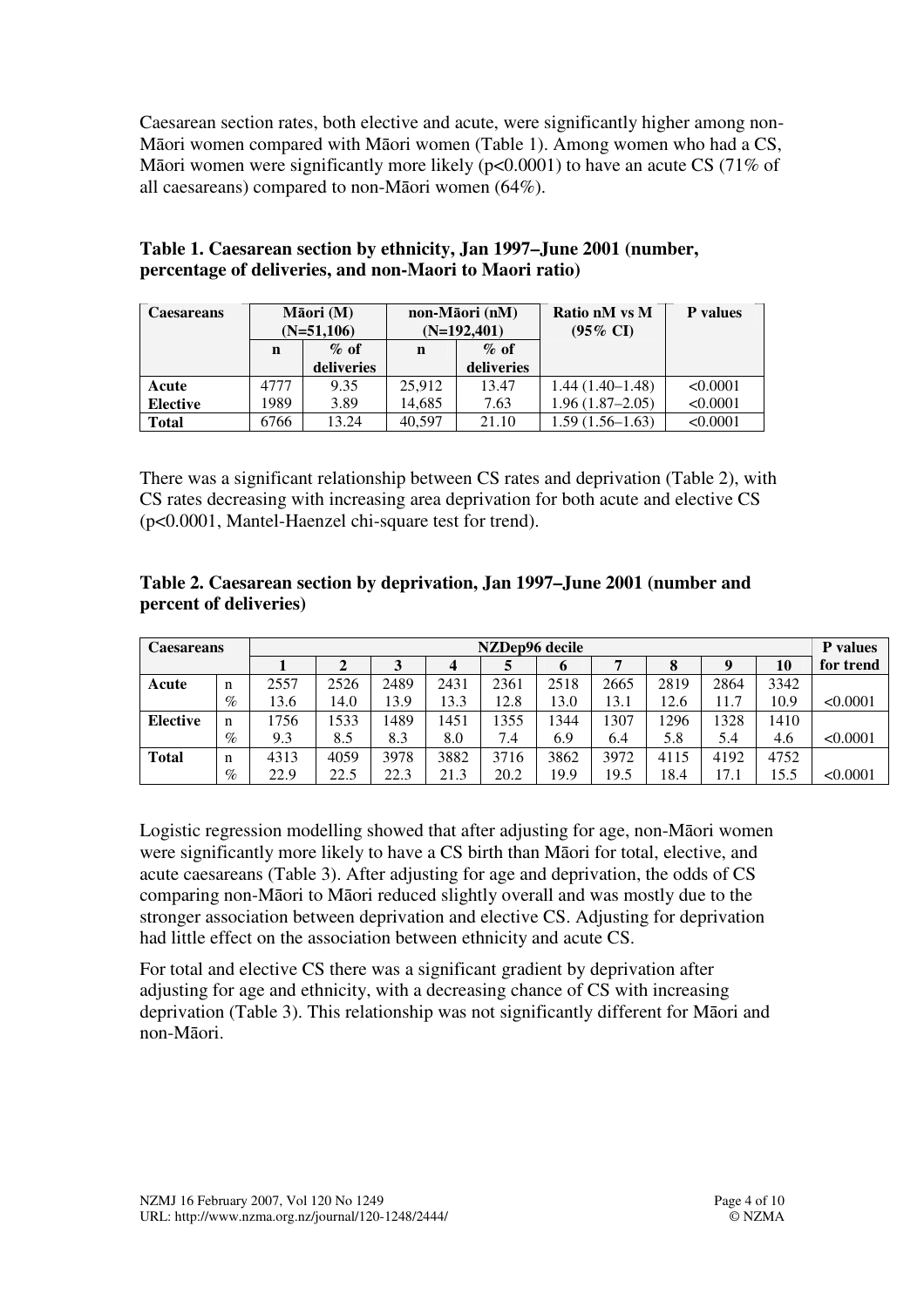Caesarean section rates, both elective and acute, were significantly higher among non-Māori women compared with Māori women (Table 1). Among women who had a CS, Māori women were significantly more likely ($p<0.0001$) to have an acute CS (71% of all caesareans) compared to non-Māori women (64%).

**Table 1. Caesarean section by ethnicity, Jan 1997–June 2001 (number, percentage of deliveries, and non-Maori to Maori ratio)**

| Caesareans | Māori (M) (N=51,106) | | non-Māori (nM) (N=192,401) | | Ratio nM vs M (95% CI) | P values |
|---|---|---|---|---|---|---|
| | n | % of deliveries | n | % of deliveries | | |
| Acute | 4777 | 9.35 | 25,912 | 13.47 | 1.44 (1.40–1.48) | <0.0001 |
| Elective | 1989 | 3.89 | 14,685 | 7.63 | 1.96 (1.87–2.05) | <0.0001 |
| Total | 6766 | 13.24 | 40,597 | 21.10 | 1.59 (1.56–1.63) | <0.0001 |

There was a significant relationship between CS rates and deprivation (Table 2), with CS rates decreasing with increasing area deprivation for both acute and elective CS ($p<0.0001$, Mantel-Haenzel chi-square test for trend).

**Table 2. Caesarean section by deprivation, Jan 1997–June 2001 (number and percent of deliveries)**

| Caesareans | | NZDep96 decile | | | | | | | | | | P values for trend |
|---|---|---|---|---|---|---|---|---|---|---|---|---|
| | | 1 | 2 | 3 | 4 | 5 | 6 | 7 | 8 | 9 | 10 | |
| Acute | n | 2557 | 2526 | 2489 | 2431 | 2361 | 2518 | 2665 | 2819 | 2864 | 3342 | |
| | % | 13.6 | 14.0 | 13.9 | 13.3 | 12.8 | 13.0 | 13.1 | 12.6 | 11.7 | 10.9 | <0.0001 |
| Elective | n | 1756 | 1533 | 1489 | 1451 | 1355 | 1344 | 1307 | 1296 | 1328 | 1410 | |
| | % | 9.3 | 8.5 | 8.3 | 8.0 | 7.4 | 6.9 | 6.4 | 5.8 | 5.4 | 4.6 | <0.0001 |
| Total | n | 4313 | 4059 | 3978 | 3882 | 3716 | 3862 | 3972 | 4115 | 4192 | 4752 | |
| | % | 22.9 | 22.5 | 22.3 | 21.3 | 20.2 | 19.9 | 19.5 | 18.4 | 17.1 | 15.5 | <0.0001 |

Logistic regression modelling showed that after adjusting for age, non-Māori women were significantly more likely to have a CS birth than Māori for total, elective, and acute caesareans (Table 3). After adjusting for age and deprivation, the odds of CS comparing non-Māori to Māori reduced slightly overall and was mostly due to the stronger association between deprivation and elective CS. Adjusting for deprivation had little effect on the association between ethnicity and acute CS.

For total and elective CS there was a significant gradient by deprivation after adjusting for age and ethnicity, with a decreasing chance of CS with increasing deprivation (Table 3). This relationship was not significantly different for Māori and non-Māori.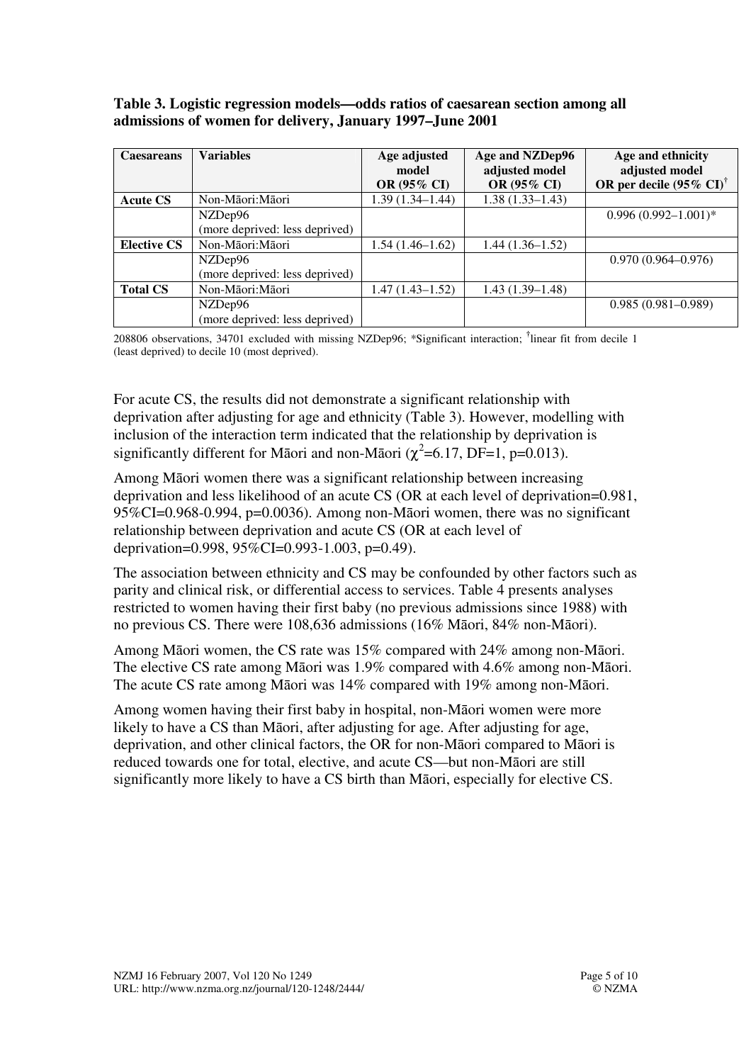**Table 3. Logistic regression models—odds ratios of caesarean section among all admissions of women for delivery, January 1997–June 2001**

| Caesareans | Variables | Age adjusted model OR (95% CI) | Age and NZDep96 adjusted model OR (95% CI) | Age and ethnicity adjusted model OR per decile (95% CI)[†] |
|---|---|---|---|---|
| **Acute CS** | Non-Māori:Māori | 1.39 (1.34–1.44) | 1.38 (1.33–1.43) | |
| | NZDep96 (more deprived: less deprived) | | | 0.996 (0.992–1.001)* |
| **Elective CS** | Non-Māori:Māori | 1.54 (1.46–1.62) | 1.44 (1.36–1.52) | |
| | NZDep96 (more deprived: less deprived) | | | 0.970 (0.964–0.976) |
| **Total CS** | Non-Māori:Māori | 1.47 (1.43–1.52) | 1.43 (1.39–1.48) | |
| | NZDep96 (more deprived: less deprived) | | | 0.985 (0.981–0.989) |

208806 observations, 34701 excluded with missing NZDep96; *Significant interaction; [†]linear fit from decile 1 (least deprived) to decile 10 (most deprived).

For acute CS, the results did not demonstrate a significant relationship with deprivation after adjusting for age and ethnicity (Table 3). However, modelling with inclusion of the interaction term indicated that the relationship by deprivation is significantly different for Māori and non-Māori ($\chi^2$=6.17, DF=1, p=0.013).

Among Māori women there was a significant relationship between increasing deprivation and less likelihood of an acute CS (OR at each level of deprivation=0.981, 95%CI=0.968-0.994, p=0.0036). Among non-Māori women, there was no significant relationship between deprivation and acute CS (OR at each level of deprivation=0.998, 95%CI=0.993-1.003, p=0.49).

The association between ethnicity and CS may be confounded by other factors such as parity and clinical risk, or differential access to services. Table 4 presents analyses restricted to women having their first baby (no previous admissions since 1988) with no previous CS. There were 108,636 admissions (16% Māori, 84% non-Māori).

Among Māori women, the CS rate was 15% compared with 24% among non-Māori. The elective CS rate among Māori was 1.9% compared with 4.6% among non-Māori. The acute CS rate among Māori was 14% compared with 19% among non-Māori.

Among women having their first baby in hospital, non-Māori women were more likely to have a CS than Māori, after adjusting for age. After adjusting for age, deprivation, and other clinical factors, the OR for non-Māori compared to Māori is reduced towards one for total, elective, and acute CS—but non-Māori are still significantly more likely to have a CS birth than Māori, especially for elective CS.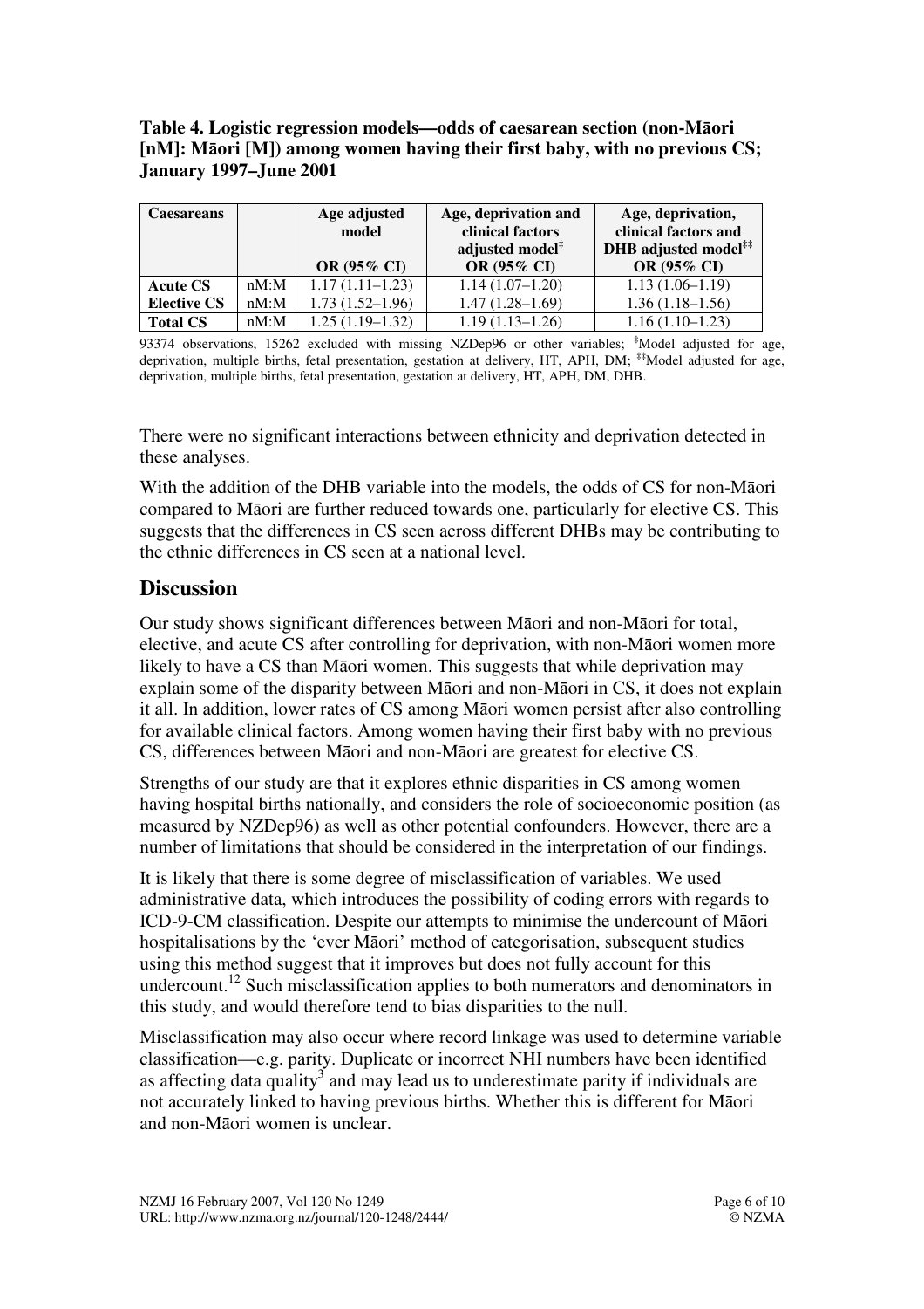**Table 4. Logistic regression models—odds of caesarean section (non-Māori [nM]: Māori [M]) among women having their first baby, with no previous CS; January 1997–June 2001**

| Caesareans | | Age adjusted model OR (95% CI) | Age, deprivation and clinical factors adjusted model[‡] OR (95% CI) | Age, deprivation, clinical factors and DHB adjusted model[‡‡] OR (95% CI) |
|---|---|---|---|---|
| **Acute CS** | nM:M | 1.17 (1.11–1.23) | 1.14 (1.07–1.20) | 1.13 (1.06–1.19) |
| **Elective CS** | nM:M | 1.73 (1.52–1.96) | 1.47 (1.28–1.69) | 1.36 (1.18–1.56) |
| **Total CS** | nM:M | 1.25 (1.19–1.32) | 1.19 (1.13–1.26) | 1.16 (1.10–1.23) |

93374 observations, 15262 excluded with missing NZDep96 or other variables; [‡]Model adjusted for age, deprivation, multiple births, fetal presentation, gestation at delivery, HT, APH, DM; [‡‡]Model adjusted for age, deprivation, multiple births, fetal presentation, gestation at delivery, HT, APH, DM, DHB.

There were no significant interactions between ethnicity and deprivation detected in these analyses.

With the addition of the DHB variable into the models, the odds of CS for non-Māori compared to Māori are further reduced towards one, particularly for elective CS. This suggests that the differences in CS seen across different DHBs may be contributing to the ethnic differences in CS seen at a national level.

## Discussion

Our study shows significant differences between Māori and non-Māori for total, elective, and acute CS after controlling for deprivation, with non-Māori women more likely to have a CS than Māori women. This suggests that while deprivation may explain some of the disparity between Māori and non-Māori in CS, it does not explain it all. In addition, lower rates of CS among Māori women persist after also controlling for available clinical factors. Among women having their first baby with no previous CS, differences between Māori and non-Māori are greatest for elective CS.

Strengths of our study are that it explores ethnic disparities in CS among women having hospital births nationally, and considers the role of socioeconomic position (as measured by NZDep96) as well as other potential confounders. However, there are a number of limitations that should be considered in the interpretation of our findings.

It is likely that there is some degree of misclassification of variables. We used administrative data, which introduces the possibility of coding errors with regards to ICD-9-CM classification. Despite our attempts to minimise the undercount of Māori hospitalisations by the 'ever Māori' method of categorisation, subsequent studies using this method suggest that it improves but does not fully account for this undercount.[12] Such misclassification applies to both numerators and denominators in this study, and would therefore tend to bias disparities to the null.

Misclassification may also occur where record linkage was used to determine variable classification—e.g. parity. Duplicate or incorrect NHI numbers have been identified as affecting data quality[3] and may lead us to underestimate parity if individuals are not accurately linked to having previous births. Whether this is different for Māori and non-Māori women is unclear.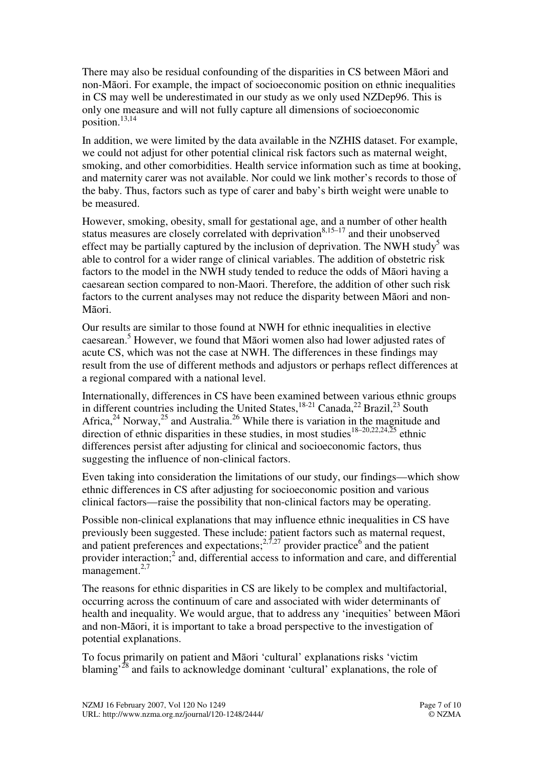There may also be residual confounding of the disparities in CS between Māori and non-Māori. For example, the impact of socioeconomic position on ethnic inequalities in CS may well be underestimated in our study as we only used NZDep96. This is only one measure and will not fully capture all dimensions of socioeconomic position.[13,14]

In addition, we were limited by the data available in the NZHIS dataset. For example, we could not adjust for other potential clinical risk factors such as maternal weight, smoking, and other comorbidities. Health service information such as time at booking, and maternity carer was not available. Nor could we link mother's records to those of the baby. Thus, factors such as type of carer and baby's birth weight were unable to be measured.

However, smoking, obesity, small for gestational age, and a number of other health status measures are closely correlated with deprivation[8,15–17] and their unobserved effect may be partially captured by the inclusion of deprivation. The NWH study[5] was able to control for a wider range of clinical variables. The addition of obstetric risk factors to the model in the NWH study tended to reduce the odds of Māori having a caesarean section compared to non-Maori. Therefore, the addition of other such risk factors to the current analyses may not reduce the disparity between Māori and non-Māori.

Our results are similar to those found at NWH for ethnic inequalities in elective caesarean.[5] However, we found that Māori women also had lower adjusted rates of acute CS, which was not the case at NWH. The differences in these findings may result from the use of different methods and adjustors or perhaps reflect differences at a regional compared with a national level.

Internationally, differences in CS have been examined between various ethnic groups in different countries including the United States,[18-21] Canada,[22] Brazil,[23] South Africa,[24] Norway,[25] and Australia.[26] While there is variation in the magnitude and direction of ethnic disparities in these studies, in most studies[18–20,22,24,25] ethnic differences persist after adjusting for clinical and socioeconomic factors, thus suggesting the influence of non-clinical factors.

Even taking into consideration the limitations of our study, our findings—which show ethnic differences in CS after adjusting for socioeconomic position and various clinical factors—raise the possibility that non-clinical factors may be operating.

Possible non-clinical explanations that may influence ethnic inequalities in CS have previously been suggested. These include: patient factors such as maternal request, and patient preferences and expectations;[2,7,27] provider practice[6] and the patient provider interaction;[2] and, differential access to information and care, and differential management.[2,7]

The reasons for ethnic disparities in CS are likely to be complex and multifactorial, occurring across the continuum of care and associated with wider determinants of health and inequality. We would argue, that to address any 'inequities' between Māori and non-Māori, it is important to take a broad perspective to the investigation of potential explanations.

To focus primarily on patient and Māori 'cultural' explanations risks 'victim blaming'[28] and fails to acknowledge dominant 'cultural' explanations, the role of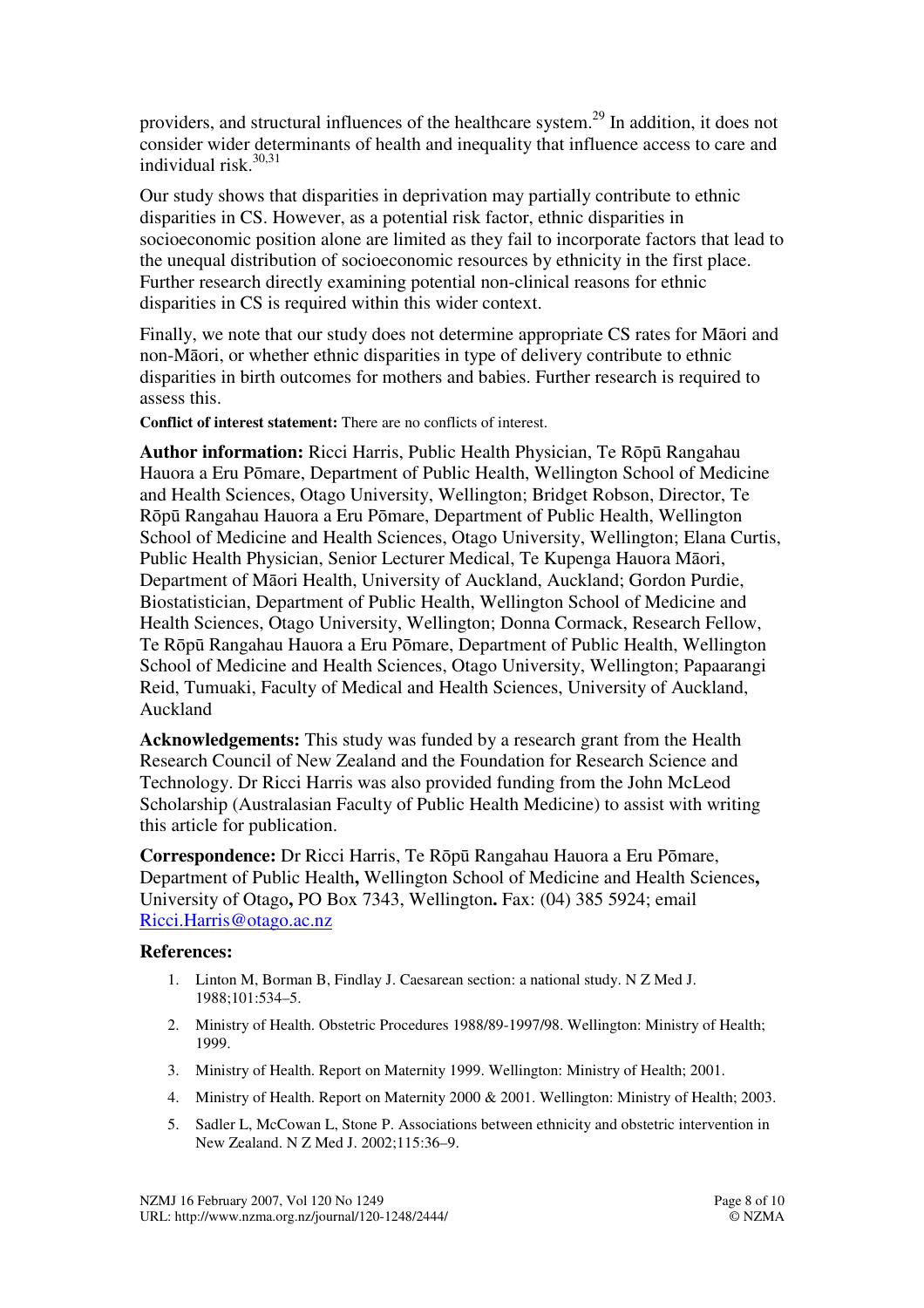providers, and structural influences of the healthcare system.[29] In addition, it does not consider wider determinants of health and inequality that influence access to care and individual risk.[30,31]

Our study shows that disparities in deprivation may partially contribute to ethnic disparities in CS. However, as a potential risk factor, ethnic disparities in socioeconomic position alone are limited as they fail to incorporate factors that lead to the unequal distribution of socioeconomic resources by ethnicity in the first place. Further research directly examining potential non-clinical reasons for ethnic disparities in CS is required within this wider context.

Finally, we note that our study does not determine appropriate CS rates for Māori and non-Māori, or whether ethnic disparities in type of delivery contribute to ethnic disparities in birth outcomes for mothers and babies. Further research is required to assess this.

**Conflict of interest statement:** There are no conflicts of interest.

**Author information:** Ricci Harris, Public Health Physician, Te Rōpū Rangahau Hauora a Eru Pōmare, Department of Public Health, Wellington School of Medicine and Health Sciences, Otago University, Wellington; Bridget Robson, Director, Te Rōpū Rangahau Hauora a Eru Pōmare, Department of Public Health, Wellington School of Medicine and Health Sciences, Otago University, Wellington; Elana Curtis, Public Health Physician, Senior Lecturer Medical, Te Kupenga Hauora Māori, Department of Māori Health, University of Auckland, Auckland; Gordon Purdie, Biostatistician, Department of Public Health, Wellington School of Medicine and Health Sciences, Otago University, Wellington; Donna Cormack, Research Fellow, Te Rōpū Rangahau Hauora a Eru Pōmare, Department of Public Health, Wellington School of Medicine and Health Sciences, Otago University, Wellington; Papaarangi Reid, Tumuaki, Faculty of Medical and Health Sciences, University of Auckland, Auckland

**Acknowledgements:** This study was funded by a research grant from the Health Research Council of New Zealand and the Foundation for Research Science and Technology. Dr Ricci Harris was also provided funding from the John McLeod Scholarship (Australasian Faculty of Public Health Medicine) to assist with writing this article for publication.

**Correspondence:** Dr Ricci Harris, Te Rōpū Rangahau Hauora a Eru Pōmare, Department of Public Health**,** Wellington School of Medicine and Health Sciences**,** University of Otago**,** PO Box 7343, Wellington**.** Fax: (04) 385 5924; email Ricci.Harris@otago.ac.nz

### References:

1. Linton M, Borman B, Findlay J. Caesarean section: a national study. N Z Med J. 1988;101:534–5.
2. Ministry of Health. Obstetric Procedures 1988/89-1997/98. Wellington: Ministry of Health; 1999.
3. Ministry of Health. Report on Maternity 1999. Wellington: Ministry of Health; 2001.
4. Ministry of Health. Report on Maternity 2000 & 2001. Wellington: Ministry of Health; 2003.
5. Sadler L, McCowan L, Stone P. Associations between ethnicity and obstetric intervention in New Zealand. N Z Med J. 2002;115:36–9.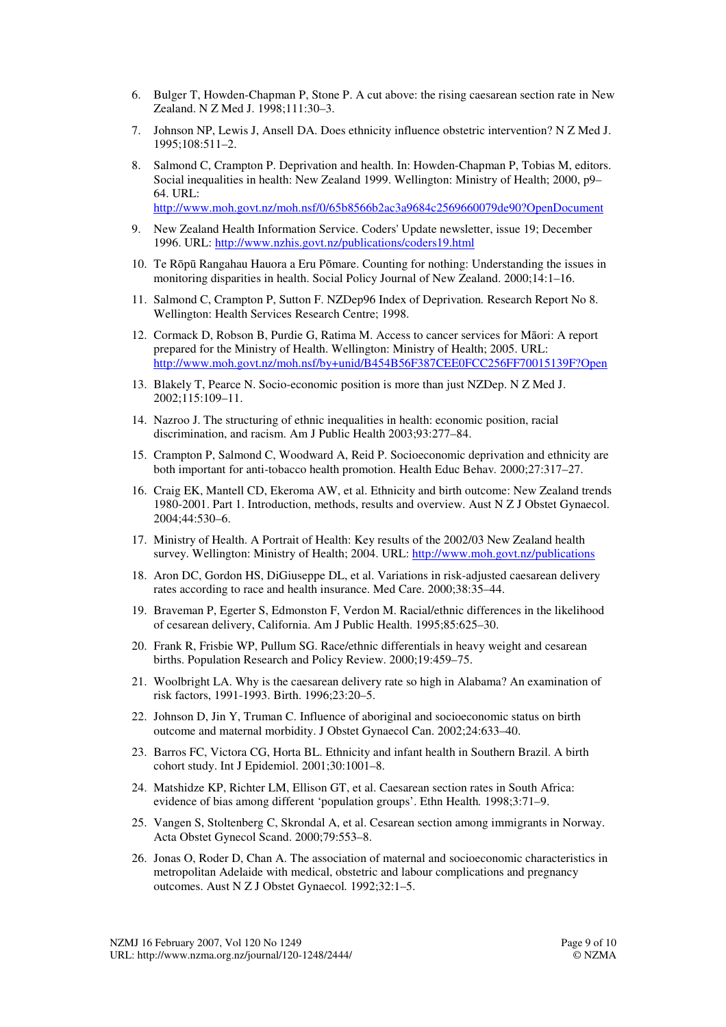6. Bulger T, Howden-Chapman P, Stone P. A cut above: the rising caesarean section rate in New Zealand. N Z Med J. 1998;111:30–3.

7. Johnson NP, Lewis J, Ansell DA. Does ethnicity influence obstetric intervention? N Z Med J. 1995;108:511–2.

8. Salmond C, Crampton P. Deprivation and health. In: Howden-Chapman P, Tobias M, editors. Social inequalities in health: New Zealand 1999. Wellington: Ministry of Health; 2000, p9–64. URL: http://www.moh.govt.nz/moh.nsf/0/65b8566b2ac3a9684c2569660079de90?OpenDocument

9. New Zealand Health Information Service. Coders' Update newsletter, issue 19; December 1996. URL: http://www.nzhis.govt.nz/publications/coders19.html

10. Te Rōpū Rangahau Hauora a Eru Pōmare. Counting for nothing: Understanding the issues in monitoring disparities in health. Social Policy Journal of New Zealand. 2000;14:1–16.

11. Salmond C, Crampton P, Sutton F. NZDep96 Index of Deprivation. Research Report No 8. Wellington: Health Services Research Centre; 1998.

12. Cormack D, Robson B, Purdie G, Ratima M. Access to cancer services for Māori: A report prepared for the Ministry of Health. Wellington: Ministry of Health; 2005. URL: http://www.moh.govt.nz/moh.nsf/by+unid/B454B56F387CEE0FCC256FF70015139F?Open

13. Blakely T, Pearce N. Socio-economic position is more than just NZDep. N Z Med J. 2002;115:109–11.

14. Nazroo J. The structuring of ethnic inequalities in health: economic position, racial discrimination, and racism. Am J Public Health 2003;93:277–84.

15. Crampton P, Salmond C, Woodward A, Reid P. Socioeconomic deprivation and ethnicity are both important for anti-tobacco health promotion. Health Educ Behav. 2000;27:317–27.

16. Craig EK, Mantell CD, Ekeroma AW, et al. Ethnicity and birth outcome: New Zealand trends 1980-2001. Part 1. Introduction, methods, results and overview. Aust N Z J Obstet Gynaecol. 2004;44:530–6.

17. Ministry of Health. A Portrait of Health: Key results of the 2002/03 New Zealand health survey. Wellington: Ministry of Health; 2004. URL: http://www.moh.govt.nz/publications

18. Aron DC, Gordon HS, DiGiuseppe DL, et al. Variations in risk-adjusted caesarean delivery rates according to race and health insurance. Med Care. 2000;38:35–44.

19. Braveman P, Egerter S, Edmonston F, Verdon M. Racial/ethnic differences in the likelihood of cesarean delivery, California. Am J Public Health. 1995;85:625–30.

20. Frank R, Frisbie WP, Pullum SG. Race/ethnic differentials in heavy weight and cesarean births. Population Research and Policy Review. 2000;19:459–75.

21. Woolbright LA. Why is the caesarean delivery rate so high in Alabama? An examination of risk factors, 1991-1993. Birth. 1996;23:20–5.

22. Johnson D, Jin Y, Truman C. Influence of aboriginal and socioeconomic status on birth outcome and maternal morbidity. J Obstet Gynaecol Can. 2002;24:633–40.

23. Barros FC, Victora CG, Horta BL. Ethnicity and infant health in Southern Brazil. A birth cohort study. Int J Epidemiol. 2001;30:1001–8.

24. Matshidze KP, Richter LM, Ellison GT, et al. Caesarean section rates in South Africa: evidence of bias among different 'population groups'. Ethn Health. 1998;3:71–9.

25. Vangen S, Stoltenberg C, Skrondal A, et al. Cesarean section among immigrants in Norway. Acta Obstet Gynecol Scand. 2000;79:553–8.

26. Jonas O, Roder D, Chan A. The association of maternal and socioeconomic characteristics in metropolitan Adelaide with medical, obstetric and labour complications and pregnancy outcomes. Aust N Z J Obstet Gynaecol. 1992;32:1–5.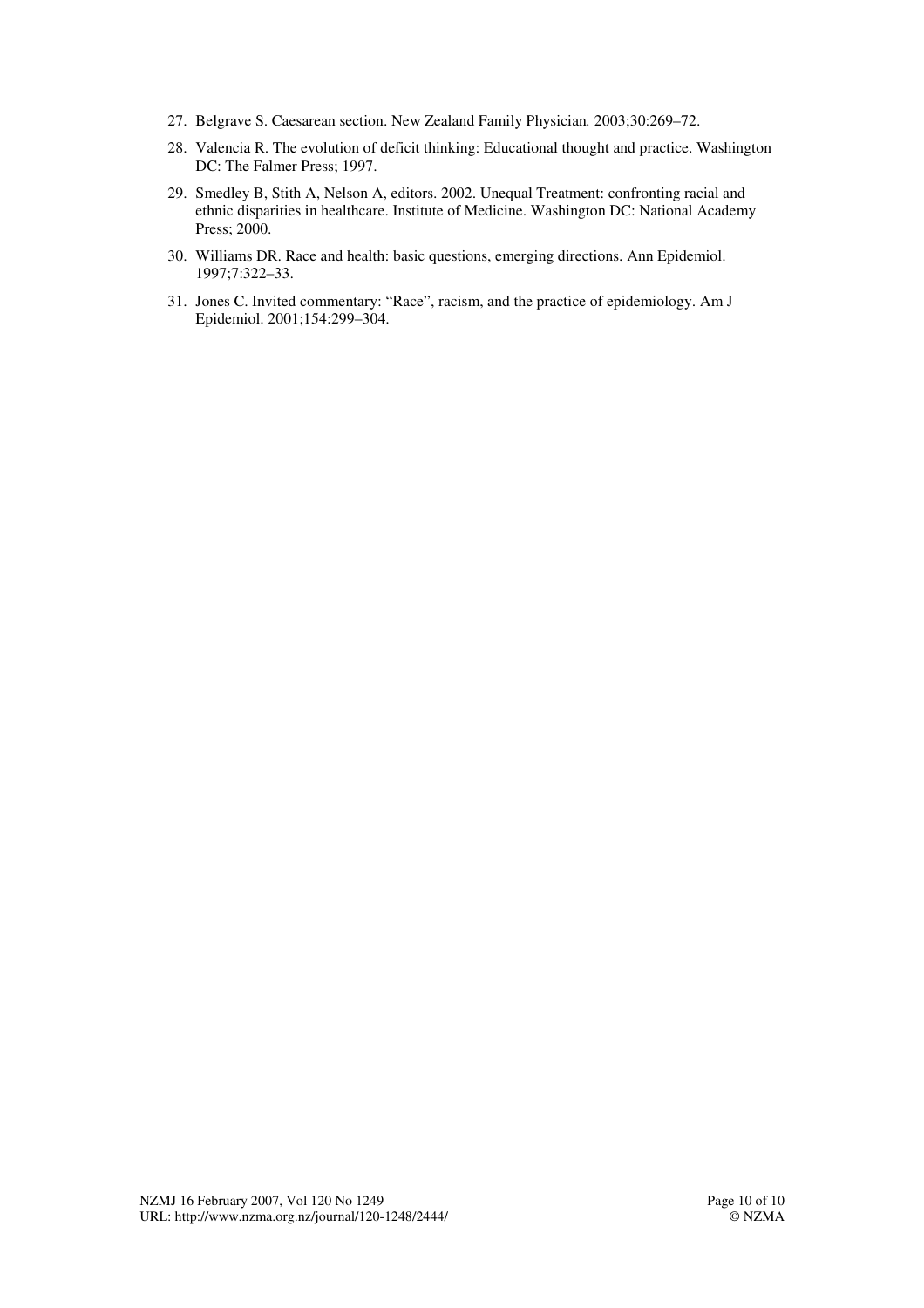27. Belgrave S. Caesarean section. New Zealand Family Physician. 2003;30:269–72.
28. Valencia R. The evolution of deficit thinking: Educational thought and practice. Washington DC: The Falmer Press; 1997.
29. Smedley B, Stith A, Nelson A, editors. 2002. Unequal Treatment: confronting racial and ethnic disparities in healthcare. Institute of Medicine. Washington DC: National Academy Press; 2000.
30. Williams DR. Race and health: basic questions, emerging directions. Ann Epidemiol. 1997;7:322–33.
31. Jones C. Invited commentary: "Race", racism, and the practice of epidemiology. Am J Epidemiol. 2001;154:299–304.